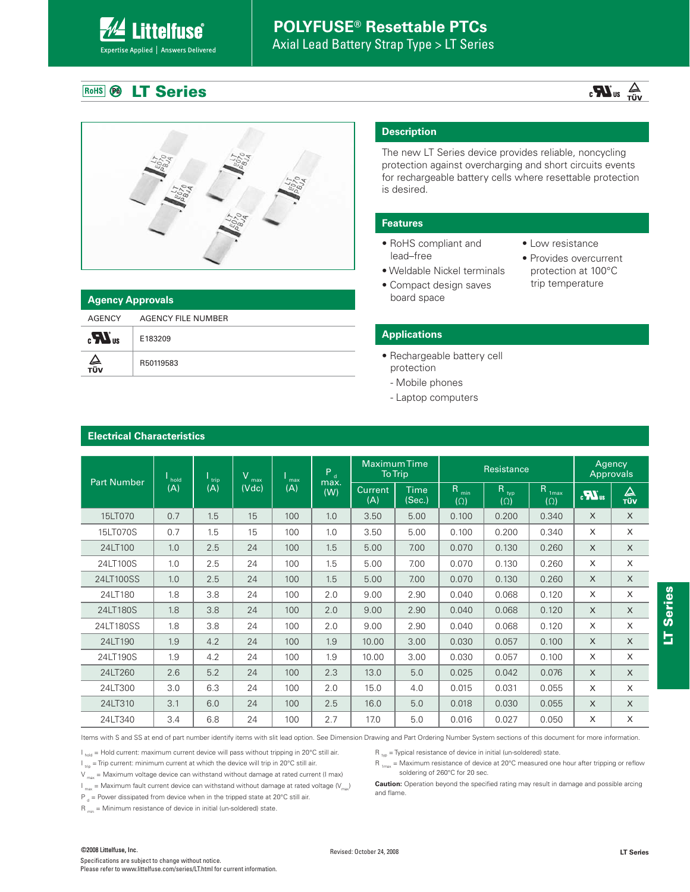# POLYFUSE® Resettable PTCs

Axial Lead Battery Strap Type > LT Series

## LT Series

### Agency Approvals

| AGENCY | AGENCY FILE NUMBER |
|---|---|
| cULus | E183209 |
| TÜV | R50119583 |

### Description

The new LT Series device provides reliable, noncycling protection against overcharging and short circuits events for rechargeable battery cells where resettable protection is desired.

### Features

- RoHS compliant and lead–free
- Weldable Nickel terminals
- Compact design saves board space
- Low resistance
- Provides overcurrent protection at 100°C trip temperature

### Applications

- Rechargeable battery cell protection
  - Mobile phones
  - Laptop computers

### Electrical Characteristics

| Part Number | $I_{hold}$ (A) | $I_{trip}$ (A) | $V_{max}$ (Vdc) | $I_{max}$ (A) | $P_d$ max. (W) | Maximum Time To Trip | | Resistance | | | Agency Approvals | |
|---|---|---|---|---|---|---|---|---|---|---|---|---|
| | | | | | | Current (A) | Time (Sec.) | $R_{min}$ (Ω) | $R_{typ}$ (Ω) | $R_{1max}$ (Ω) | cULus | TÜV |
| 15LT070 | 0.7 | 1.5 | 15 | 100 | 1.0 | 3.50 | 5.00 | 0.100 | 0.200 | 0.340 | X | X |
| 15LT070S | 0.7 | 1.5 | 15 | 100 | 1.0 | 3.50 | 5.00 | 0.100 | 0.200 | 0.340 | X | X |
| 24LT100 | 1.0 | 2.5 | 24 | 100 | 1.5 | 5.00 | 7.00 | 0.070 | 0.130 | 0.260 | X | X |
| 24LT100S | 1.0 | 2.5 | 24 | 100 | 1.5 | 5.00 | 7.00 | 0.070 | 0.130 | 0.260 | X | X |
| 24LT100SS | 1.0 | 2.5 | 24 | 100 | 1.5 | 5.00 | 7.00 | 0.070 | 0.130 | 0.260 | X | X |
| 24LT180 | 1.8 | 3.8 | 24 | 100 | 2.0 | 9.00 | 2.90 | 0.040 | 0.068 | 0.120 | X | X |
| 24LT180S | 1.8 | 3.8 | 24 | 100 | 2.0 | 9.00 | 2.90 | 0.040 | 0.068 | 0.120 | X | X |
| 24LT180SS | 1.8 | 3.8 | 24 | 100 | 2.0 | 9.00 | 2.90 | 0.040 | 0.068 | 0.120 | X | X |
| 24LT190 | 1.9 | 4.2 | 24 | 100 | 1.9 | 10.00 | 3.00 | 0.030 | 0.057 | 0.100 | X | X |
| 24LT190S | 1.9 | 4.2 | 24 | 100 | 1.9 | 10.00 | 3.00 | 0.030 | 0.057 | 0.100 | X | X |
| 24LT260 | 2.6 | 5.2 | 24 | 100 | 2.3 | 13.0 | 5.0 | 0.025 | 0.042 | 0.076 | X | X |
| 24LT300 | 3.0 | 6.3 | 24 | 100 | 2.0 | 15.0 | 4.0 | 0.015 | 0.031 | 0.055 | X | X |
| 24LT310 | 3.1 | 6.0 | 24 | 100 | 2.5 | 16.0 | 5.0 | 0.018 | 0.030 | 0.055 | X | X |
| 24LT340 | 3.4 | 6.8 | 24 | 100 | 2.7 | 17.0 | 5.0 | 0.016 | 0.027 | 0.050 | X | X |

Items with S and SS at end of part number identify items with slit lead option. See Dimension Drawing and Part Ordering Number System sections of this document for more information.

$I_{hold}$ = Hold current: maximum current device will pass without tripping in 20°C still air.
$I_{trip}$ = Trip current: minimum current at which the device will trip in 20°C still air.
$V_{max}$ = Maximum voltage device can withstand without damage at rated current (I max)
$I_{max}$ = Maximum fault current device can withstand without damage at rated voltage ($V_{max}$)
$P_d$ = Power dissipated from device when in the tripped state at 20°C still air.
$R_{min}$ = Minimum resistance of device in initial (un-soldered) state.
$R_{typ}$ = Typical resistance of device in initial (un-soldered) state.
$R_{1max}$ = Maximum resistance of device at 20°C measured one hour after tripping or reflow soldering of 260°C for 20 sec.

**Caution:** Operation beyond the specified rating may result in damage and possible arcing and flame.

©2008 Littelfuse, Inc.
Specifications are subject to change without notice.
Please refer to www.littelfuse.com/series/LT.html for current information.

Revised: October 24, 2008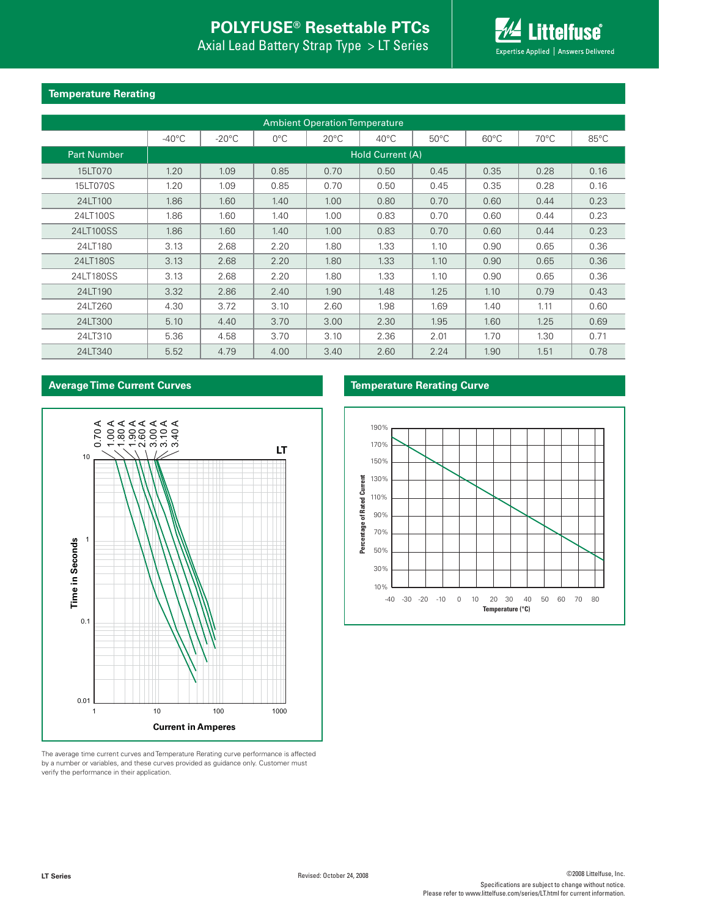## Temperature Rerating

| | Ambient Operation Temperature | | | | | | | | |
|---|---|---|---|---|---|---|---|---|---|
| | -40°C | -20°C | 0°C | 20°C | 40°C | 50°C | 60°C | 70°C | 85°C |
| Part Number | Hold Current (A) | | | | | | | | |
| 15LT070 | 1.20 | 1.09 | 0.85 | 0.70 | 0.50 | 0.45 | 0.35 | 0.28 | 0.16 |
| 15LT070S | 1.20 | 1.09 | 0.85 | 0.70 | 0.50 | 0.45 | 0.35 | 0.28 | 0.16 |
| 24LT100 | 1.86 | 1.60 | 1.40 | 1.00 | 0.80 | 0.70 | 0.60 | 0.44 | 0.23 |
| 24LT100S | 1.86 | 1.60 | 1.40 | 1.00 | 0.83 | 0.70 | 0.60 | 0.44 | 0.23 |
| 24LT100SS | 1.86 | 1.60 | 1.40 | 1.00 | 0.83 | 0.70 | 0.60 | 0.44 | 0.23 |
| 24LT180 | 3.13 | 2.68 | 2.20 | 1.80 | 1.33 | 1.10 | 0.90 | 0.65 | 0.36 |
| 24LT180S | 3.13 | 2.68 | 2.20 | 1.80 | 1.33 | 1.10 | 0.90 | 0.65 | 0.36 |
| 24LT180SS | 3.13 | 2.68 | 2.20 | 1.80 | 1.33 | 1.10 | 0.90 | 0.65 | 0.36 |
| 24LT190 | 3.32 | 2.86 | 2.40 | 1.90 | 1.48 | 1.25 | 1.10 | 0.79 | 0.43 |
| 24LT260 | 4.30 | 3.72 | 3.10 | 2.60 | 1.98 | 1.69 | 1.40 | 1.11 | 0.60 |
| 24LT300 | 5.10 | 4.40 | 3.70 | 3.00 | 2.30 | 1.95 | 1.60 | 1.25 | 0.69 |
| 24LT310 | 5.36 | 4.58 | 3.70 | 3.10 | 2.36 | 2.01 | 1.70 | 1.30 | 0.71 |
| 24LT340 | 5.52 | 4.79 | 4.00 | 3.40 | 2.60 | 2.24 | 1.90 | 1.51 | 0.78 |

## Average Time Current Curves

LT

Curves: 0.70 A, 1.00 A, 1.80 A, 1.90 A, 2.60 A, 3.00 A, 3.10 A, 3.40 A

Time in Seconds (0.01 – 10) vs. Current in Amperes (1 – 1000)

## Temperature Rerating Curve

Percentage of Rated Current (10% – 190%) vs. Temperature (°C) (-40 – 80)

The average time current curves and Temperature Rerating curve performance is affected by a number or variables, and these curves provided as guidance only. Customer must verify the performance in their application.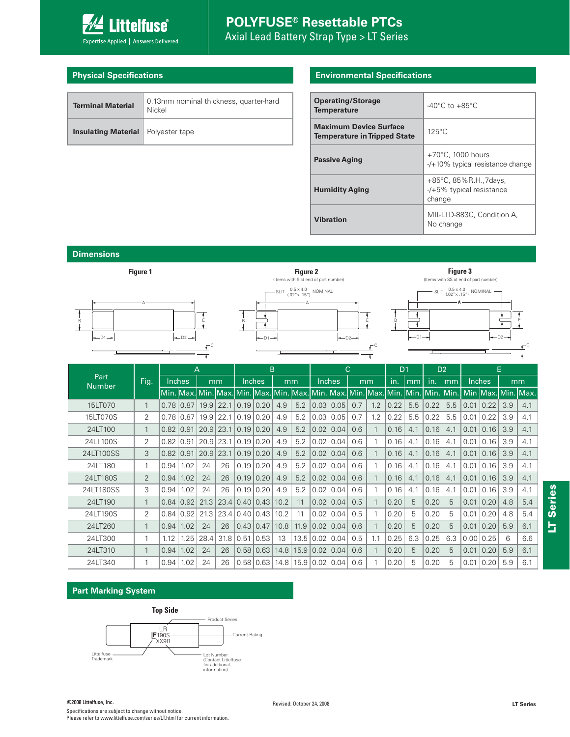# POLYFUSE® Resettable PTCs

Axial Lead Battery Strap Type > LT Series

## Physical Specifications

| | |
|---|---|
| **Terminal Material** | 0.13mm nominal thickness, quarter-hard Nickel |
| **Insulating Material** | Polyester tape |

## Environmental Specifications

| | |
|---|---|
| **Operating/Storage Temperature** | -40°C to +85°C |
| **Maximum Device Surface Temperature in Tripped State** | 125°C |
| **Passive Aging** | +70°C, 1000 hours -/+10% typical resistance change |
| **Humidity Aging** | +85°C, 85%R.H.,7days, -/+5% typical resistance change |
| **Vibration** | MIL-LTD-883C, Condition A, No change |

## Dimensions

**Figure 1**

**Figure 2**
(Items with S at end of part number)
SLIT 0.5 x 4.0 (.02" x .15") NOMINAL

**Figure 3**
(Items with SS at end of part number)
SLIT 0.5 x 4.0 (.02" x .15") NOMINAL

| Part Number | Fig. | A | | | | B | | | | C | | | | D1 | | D2 | | E | | | |
|---|---|---|---|---|---|---|---|---|---|---|---|---|---|---|---|---|---|---|---|---|---|
| | | Inches | | mm | | Inches | | mm | | Inches | | mm | | in. | mm | in. | mm | Inches | | mm | |
| | | Min. | Max. | Min. | Max. | Min. | Max. | Min. | Max. | Min. | Max. | Min. | Max. | Min. | Min. | Min. | Min. | Min | Max. | Min. | Max. |
| 15LT070 | 1 | 0.78 | 0.87 | 19.9 | 22.1 | 0.19 | 0.20 | 4.9 | 5.2 | 0.03 | 0.05 | 0.7 | 1.2 | 0.22 | 5.5 | 0.22 | 5.5 | 0.01 | 0.22 | 3.9 | 4.1 |
| 15LT070S | 2 | 0.78 | 0.87 | 19.9 | 22.1 | 0.19 | 0.20 | 4.9 | 5.2 | 0.03 | 0.05 | 0.7 | 1.2 | 0.22 | 5.5 | 0.22 | 5.5 | 0.01 | 0.22 | 3.9 | 4.1 |
| 24LT100 | 1 | 0.82 | 0.91 | 20.9 | 23.1 | 0.19 | 0.20 | 4.9 | 5.2 | 0.02 | 0.04 | 0.6 | 1 | 0.16 | 4.1 | 0.16 | 4.1 | 0.01 | 0.16 | 3.9 | 4.1 |
| 24LT100S | 2 | 0.82 | 0.91 | 20.9 | 23.1 | 0.19 | 0.20 | 4.9 | 5.2 | 0.02 | 0.04 | 0.6 | 1 | 0.16 | 4.1 | 0.16 | 4.1 | 0.01 | 0.16 | 3.9 | 4.1 |
| 24LT100SS | 3 | 0.82 | 0.91 | 20.9 | 23.1 | 0.19 | 0.20 | 4.9 | 5.2 | 0.02 | 0.04 | 0.6 | 1 | 0.16 | 4.1 | 0.16 | 4.1 | 0.01 | 0.16 | 3.9 | 4.1 |
| 24LT180 | 1 | 0.94 | 1.02 | 24 | 26 | 0.19 | 0.20 | 4.9 | 5.2 | 0.02 | 0.04 | 0.6 | 1 | 0.16 | 4.1 | 0.16 | 4.1 | 0.01 | 0.16 | 3.9 | 4.1 |
| 24LT180S | 2 | 0.94 | 1.02 | 24 | 26 | 0.19 | 0.20 | 4.9 | 5.2 | 0.02 | 0.04 | 0.6 | 1 | 0.16 | 4.1 | 0.16 | 4.1 | 0.01 | 0.16 | 3.9 | 4.1 |
| 24LT180SS | 3 | 0.94 | 1.02 | 24 | 26 | 0.19 | 0.20 | 4.9 | 5.2 | 0.02 | 0.04 | 0.6 | 1 | 0.16 | 4.1 | 0.16 | 4.1 | 0.01 | 0.16 | 3.9 | 4.1 |
| 24LT190 | 1 | 0.84 | 0.92 | 21.3 | 23.4 | 0.40 | 0.43 | 10.2 | 11 | 0.02 | 0.04 | 0.5 | 1 | 0.20 | 5 | 0.20 | 5 | 0.01 | 0.20 | 4.8 | 5.4 |
| 24LT190S | 2 | 0.84 | 0.92 | 21.3 | 23.4 | 0.40 | 0.43 | 10.2 | 11 | 0.02 | 0.04 | 0.5 | 1 | 0.20 | 5 | 0.20 | 5 | 0.01 | 0.20 | 4.8 | 5.4 |
| 24LT260 | 1 | 0.94 | 1.02 | 24 | 26 | 0.43 | 0.47 | 10.8 | 11.9 | 0.02 | 0.04 | 0.6 | 1 | 0.20 | 5 | 0.20 | 5 | 0.01 | 0.20 | 5.9 | 6.1 |
| 24LT300 | 1 | 1.12 | 1.25 | 28.4 | 31.8 | 0.51 | 0.53 | 13 | 13.5 | 0.02 | 0.04 | 0.5 | 1.1 | 0.25 | 6.3 | 0.25 | 6.3 | 0.00 | 0.25 | 6 | 6.6 |
| 24LT310 | 1 | 0.94 | 1.02 | 24 | 26 | 0.58 | 0.63 | 14.8 | 15.9 | 0.02 | 0.04 | 0.6 | 1 | 0.20 | 5 | 0.20 | 5 | 0.01 | 0.20 | 5.9 | 6.1 |
| 24LT340 | 1 | 0.94 | 1.02 | 24 | 26 | 0.58 | 0.63 | 14.8 | 15.9 | 0.02 | 0.04 | 0.6 | 1 | 0.20 | 5 | 0.20 | 5 | 0.01 | 0.20 | 5.9 | 6.1 |

## Part Marking System

**Top Side**

LR
LF 190S
XX9R

- Product Series
- Current Rating
- Littelfuse Trademark
- Lot Number (Contact Littelfuse for additional information)

©2008 Littelfuse, Inc.
Specifications are subject to change without notice.
Please refer to www.littelfuse.com/series/LT.html for current information.

Revised: October 24, 2008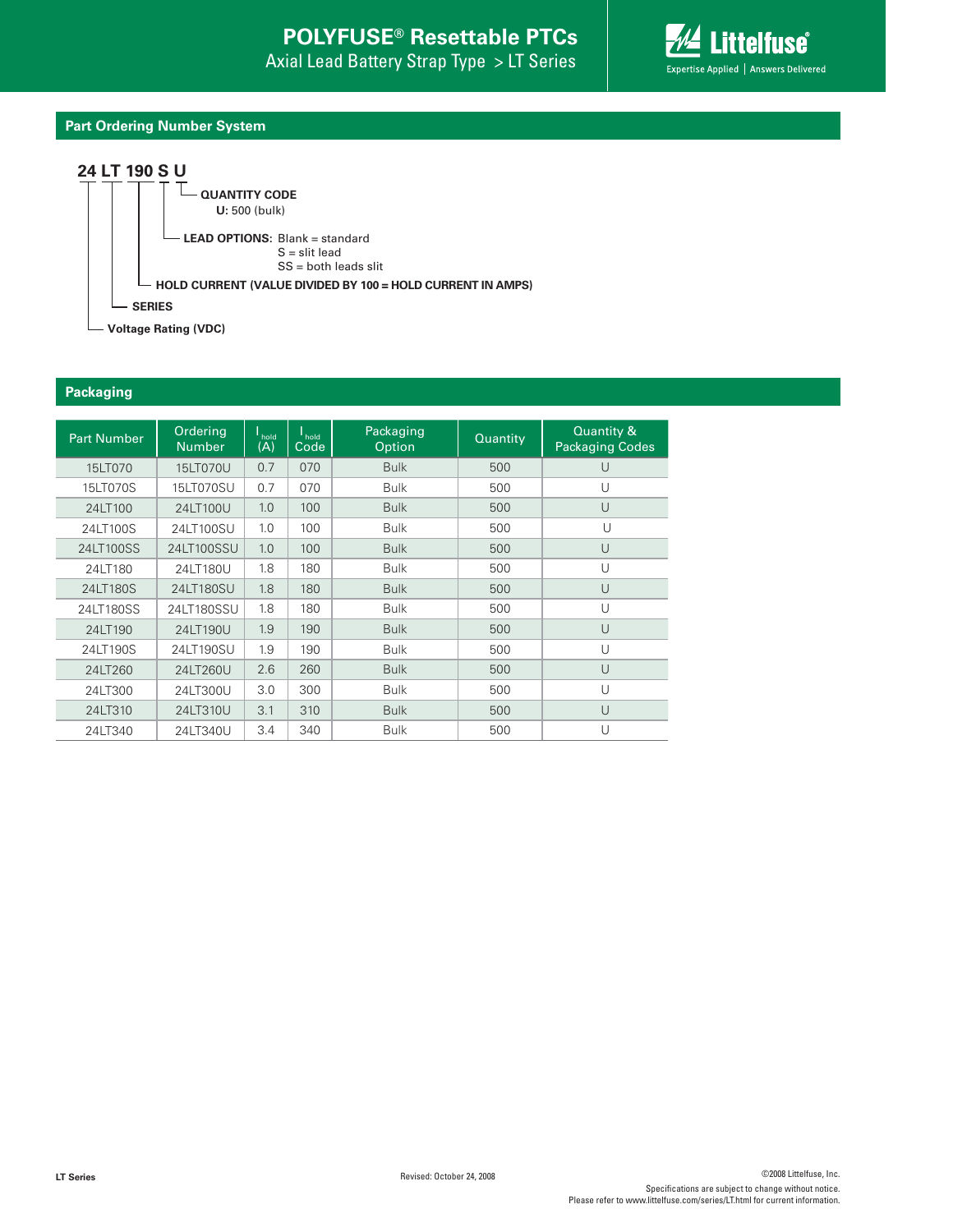## Part Ordering Number System

**24 LT 190 S U**

- **QUANTITY CODE**
  **U:** 500 (bulk)
- **LEAD OPTIONS:** Blank = standard
  S = slit lead
  SS = both leads slit
- **HOLD CURRENT (VALUE DIVIDED BY 100 = HOLD CURRENT IN AMPS)**
- **SERIES**
- **Voltage Rating (VDC)**

## Packaging

| Part Number | Ordering Number | $I_{hold}$ (A) | $I_{hold}$ Code | Packaging Option | Quantity | Quantity & Packaging Codes |
|---|---|---|---|---|---|---|
| 15LT070 | 15LT070U | 0.7 | 070 | Bulk | 500 | U |
| 15LT070S | 15LT070SU | 0.7 | 070 | Bulk | 500 | U |
| 24LT100 | 24LT100U | 1.0 | 100 | Bulk | 500 | U |
| 24LT100S | 24LT100SU | 1.0 | 100 | Bulk | 500 | U |
| 24LT100SS | 24LT100SSU | 1.0 | 100 | Bulk | 500 | U |
| 24LT180 | 24LT180U | 1.8 | 180 | Bulk | 500 | U |
| 24LT180S | 24LT180SU | 1.8 | 180 | Bulk | 500 | U |
| 24LT180SS | 24LT180SSU | 1.8 | 180 | Bulk | 500 | U |
| 24LT190 | 24LT190U | 1.9 | 190 | Bulk | 500 | U |
| 24LT190S | 24LT190SU | 1.9 | 190 | Bulk | 500 | U |
| 24LT260 | 24LT260U | 2.6 | 260 | Bulk | 500 | U |
| 24LT300 | 24LT300U | 3.0 | 300 | Bulk | 500 | U |
| 24LT310 | 24LT310U | 3.1 | 310 | Bulk | 500 | U |
| 24LT340 | 24LT340U | 3.4 | 340 | Bulk | 500 | U |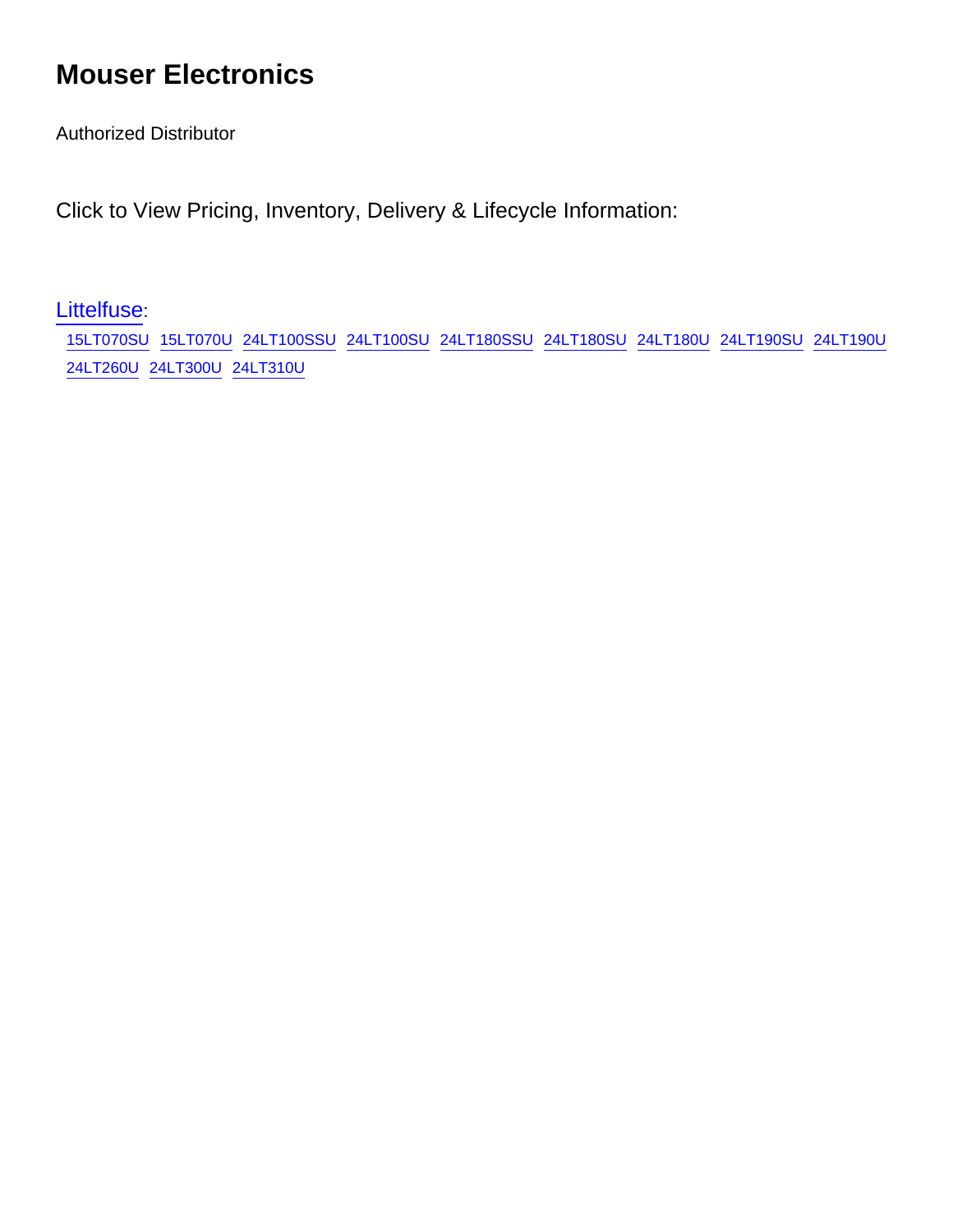# Mouser Electronics

Authorized Distributor

Click to View Pricing, Inventory, Delivery & Lifecycle Information:

Littelfuse:

15LT070SU 15LT070U 24LT100SSU 24LT100SU 24LT180SSU 24LT180SU 24LT180U 24LT190SU 24LT190U 24LT260U 24LT300U 24LT310U